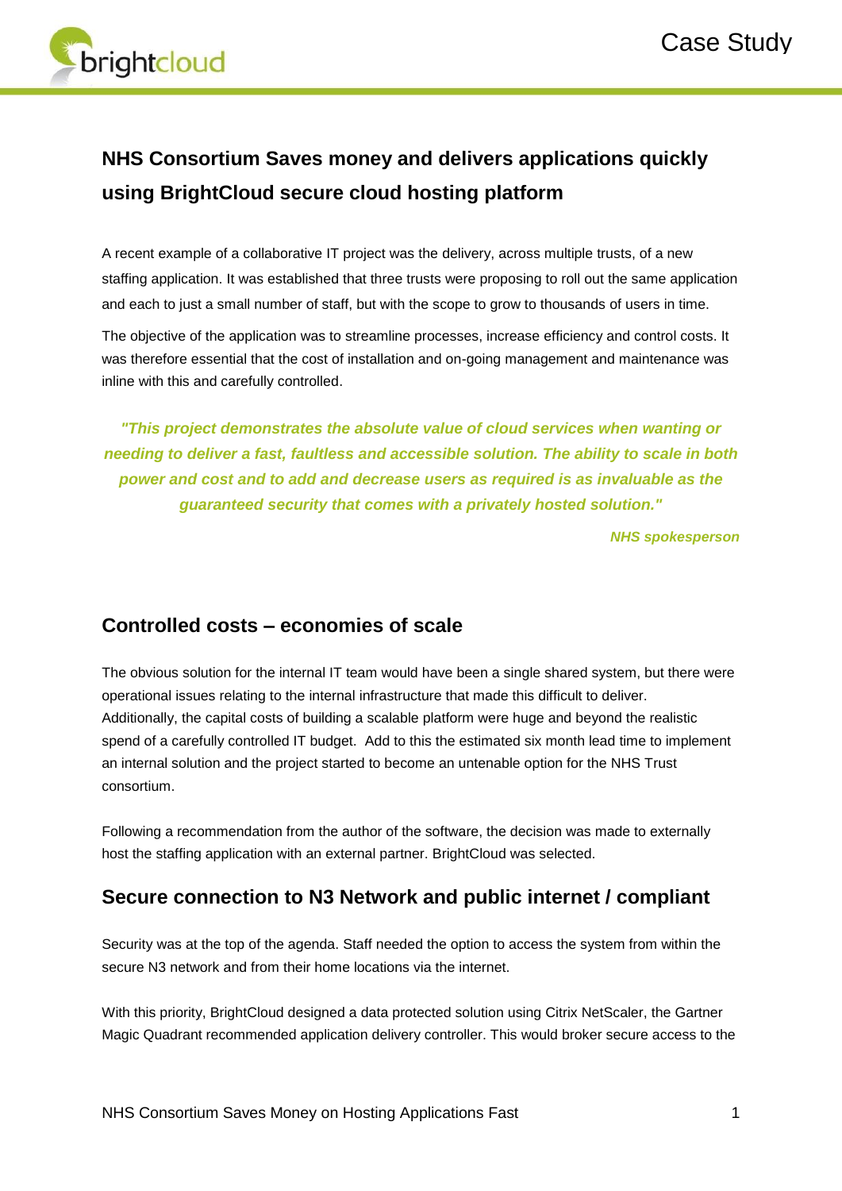# NHS Consortium Saves money and delivers applications quickly using BrightCloud secure cloud hosting platform

A recent example of a collaborative IT project was the delivery, across multiple trusts, of a new staffing application. It was established that three trusts were proposing to roll out the same application and each to just a small number of staff, but with the scope to grow to thousands of users in time.

The objective of the application was to streamline processes, increase efficiency and control costs. It was therefore essential that the cost of installation and on-going management and maintenance was inline with this and carefully controlled.

> ***"This project demonstrates the absolute value of cloud services when wanting or needing to deliver a fast, faultless and accessible solution. The ability to scale in both power and cost and to add and decrease users as required is as invaluable as the guaranteed security that comes with a privately hosted solution."***
>
> ***NHS spokesperson***

## Controlled costs – economies of scale

The obvious solution for the internal IT team would have been a single shared system, but there were operational issues relating to the internal infrastructure that made this difficult to deliver. Additionally, the capital costs of building a scalable platform were huge and beyond the realistic spend of a carefully controlled IT budget. Add to this the estimated six month lead time to implement an internal solution and the project started to become an untenable option for the NHS Trust consortium.

Following a recommendation from the author of the software, the decision was made to externally host the staffing application with an external partner. BrightCloud was selected.

## Secure connection to N3 Network and public internet / compliant

Security was at the top of the agenda. Staff needed the option to access the system from within the secure N3 network and from their home locations via the internet.

With this priority, BrightCloud designed a data protected solution using Citrix NetScaler, the Gartner Magic Quadrant recommended application delivery controller. This would broker secure access to the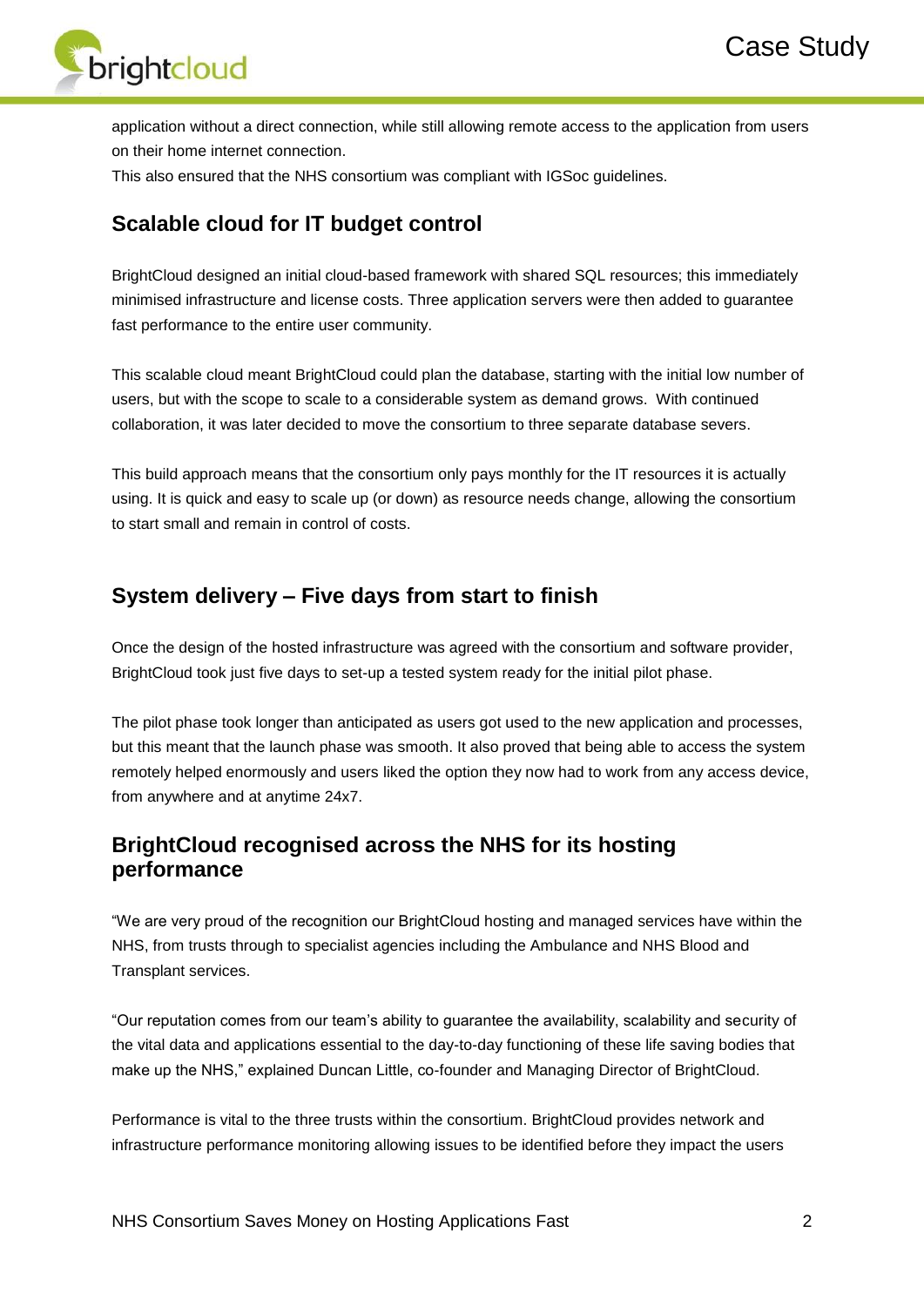application without a direct connection, while still allowing remote access to the application from users on their home internet connection.

This also ensured that the NHS consortium was compliant with IGSoc guidelines.

## Scalable cloud for IT budget control

BrightCloud designed an initial cloud-based framework with shared SQL resources; this immediately minimised infrastructure and license costs. Three application servers were then added to guarantee fast performance to the entire user community.

This scalable cloud meant BrightCloud could plan the database, starting with the initial low number of users, but with the scope to scale to a considerable system as demand grows. With continued collaboration, it was later decided to move the consortium to three separate database severs.

This build approach means that the consortium only pays monthly for the IT resources it is actually using. It is quick and easy to scale up (or down) as resource needs change, allowing the consortium to start small and remain in control of costs.

## System delivery – Five days from start to finish

Once the design of the hosted infrastructure was agreed with the consortium and software provider, BrightCloud took just five days to set-up a tested system ready for the initial pilot phase.

The pilot phase took longer than anticipated as users got used to the new application and processes, but this meant that the launch phase was smooth. It also proved that being able to access the system remotely helped enormously and users liked the option they now had to work from any access device, from anywhere and at anytime 24x7.

## BrightCloud recognised across the NHS for its hosting performance

“We are very proud of the recognition our BrightCloud hosting and managed services have within the NHS, from trusts through to specialist agencies including the Ambulance and NHS Blood and Transplant services.

“Our reputation comes from our team’s ability to guarantee the availability, scalability and security of the vital data and applications essential to the day-to-day functioning of these life saving bodies that make up the NHS,” explained Duncan Little, co-founder and Managing Director of BrightCloud.

Performance is vital to the three trusts within the consortium. BrightCloud provides network and infrastructure performance monitoring allowing issues to be identified before they impact the users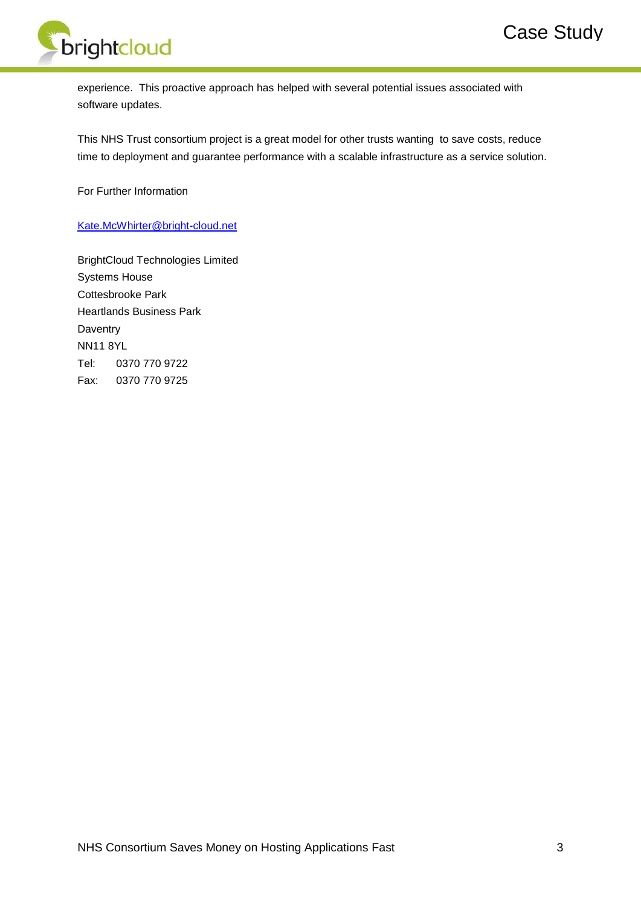experience. This proactive approach has helped with several potential issues associated with software updates.

This NHS Trust consortium project is a great model for other trusts wanting to save costs, reduce time to deployment and guarantee performance with a scalable infrastructure as a service solution.

For Further Information

Kate.McWhirter@bright-cloud.net

BrightCloud Technologies Limited
Systems House
Cottesbrooke Park
Heartlands Business Park
Daventry
NN11 8YL
Tel: 0370 770 9722
Fax: 0370 770 9725